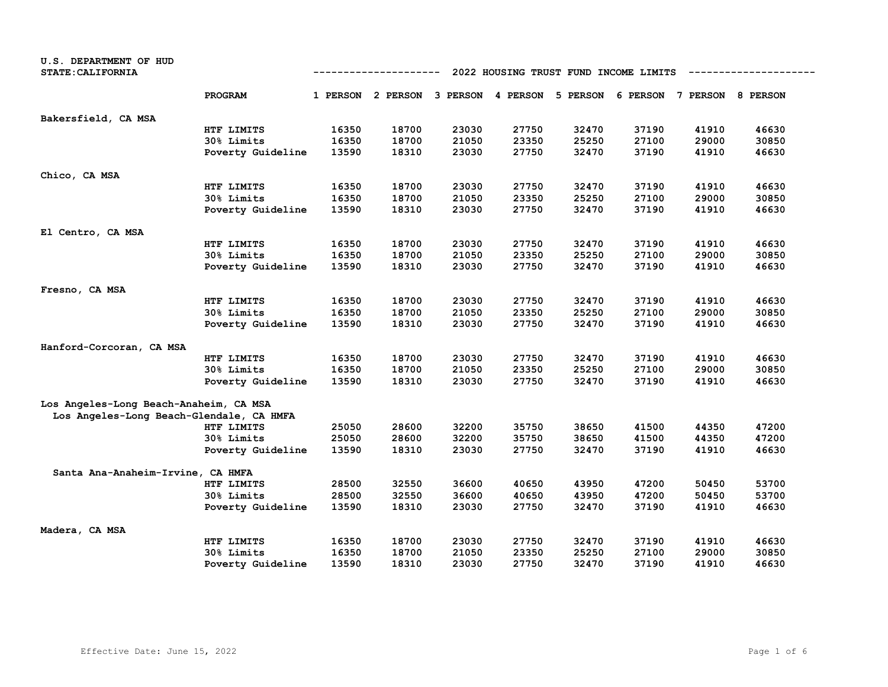U.S. DEPARTMENT OF HUD
STATE:CALIFORNIA

## 2022 HOUSING TRUST FUND INCOME LIMITS

| | PROGRAM | 1 PERSON | 2 PERSON | 3 PERSON | 4 PERSON | 5 PERSON | 6 PERSON | 7 PERSON | 8 PERSON |
|---|---|---|---|---|---|---|---|---|---|
| **Bakersfield, CA MSA** | | | | | | | | | |
| | HTF LIMITS | 16350 | 18700 | 23030 | 27750 | 32470 | 37190 | 41910 | 46630 |
| | 30% Limits | 16350 | 18700 | 21050 | 23350 | 25250 | 27100 | 29000 | 30850 |
| | Poverty Guideline | 13590 | 18310 | 23030 | 27750 | 32470 | 37190 | 41910 | 46630 |
| **Chico, CA MSA** | | | | | | | | | |
| | HTF LIMITS | 16350 | 18700 | 23030 | 27750 | 32470 | 37190 | 41910 | 46630 |
| | 30% Limits | 16350 | 18700 | 21050 | 23350 | 25250 | 27100 | 29000 | 30850 |
| | Poverty Guideline | 13590 | 18310 | 23030 | 27750 | 32470 | 37190 | 41910 | 46630 |
| **El Centro, CA MSA** | | | | | | | | | |
| | HTF LIMITS | 16350 | 18700 | 23030 | 27750 | 32470 | 37190 | 41910 | 46630 |
| | 30% Limits | 16350 | 18700 | 21050 | 23350 | 25250 | 27100 | 29000 | 30850 |
| | Poverty Guideline | 13590 | 18310 | 23030 | 27750 | 32470 | 37190 | 41910 | 46630 |
| **Fresno, CA MSA** | | | | | | | | | |
| | HTF LIMITS | 16350 | 18700 | 23030 | 27750 | 32470 | 37190 | 41910 | 46630 |
| | 30% Limits | 16350 | 18700 | 21050 | 23350 | 25250 | 27100 | 29000 | 30850 |
| | Poverty Guideline | 13590 | 18310 | 23030 | 27750 | 32470 | 37190 | 41910 | 46630 |
| **Hanford-Corcoran, CA MSA** | | | | | | | | | |
| | HTF LIMITS | 16350 | 18700 | 23030 | 27750 | 32470 | 37190 | 41910 | 46630 |
| | 30% Limits | 16350 | 18700 | 21050 | 23350 | 25250 | 27100 | 29000 | 30850 |
| | Poverty Guideline | 13590 | 18310 | 23030 | 27750 | 32470 | 37190 | 41910 | 46630 |
| **Los Angeles-Long Beach-Anaheim, CA MSA** | | | | | | | | | |
| **Los Angeles-Long Beach-Glendale, CA HMFA** | | | | | | | | | |
| | HTF LIMITS | 25050 | 28600 | 32200 | 35750 | 38650 | 41500 | 44350 | 47200 |
| | 30% Limits | 25050 | 28600 | 32200 | 35750 | 38650 | 41500 | 44350 | 47200 |
| | Poverty Guideline | 13590 | 18310 | 23030 | 27750 | 32470 | 37190 | 41910 | 46630 |
| **Santa Ana-Anaheim-Irvine, CA HMFA** | | | | | | | | | |
| | HTF LIMITS | 28500 | 32550 | 36600 | 40650 | 43950 | 47200 | 50450 | 53700 |
| | 30% Limits | 28500 | 32550 | 36600 | 40650 | 43950 | 47200 | 50450 | 53700 |
| | Poverty Guideline | 13590 | 18310 | 23030 | 27750 | 32470 | 37190 | 41910 | 46630 |
| **Madera, CA MSA** | | | | | | | | | |
| | HTF LIMITS | 16350 | 18700 | 23030 | 27750 | 32470 | 37190 | 41910 | 46630 |
| | 30% Limits | 16350 | 18700 | 21050 | 23350 | 25250 | 27100 | 29000 | 30850 |
| | Poverty Guideline | 13590 | 18310 | 23030 | 27750 | 32470 | 37190 | 41910 | 46630 |

Effective Date: June 15, 2022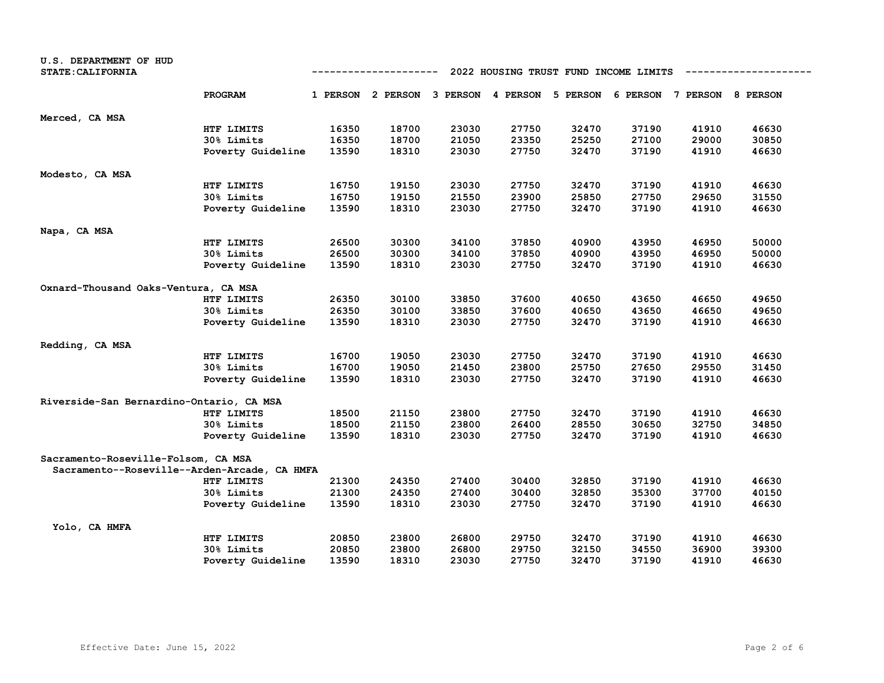U.S. DEPARTMENT OF HUD
STATE:CALIFORNIA

## 2022 HOUSING TRUST FUND INCOME LIMITS

| | PROGRAM | 1 PERSON | 2 PERSON | 3 PERSON | 4 PERSON | 5 PERSON | 6 PERSON | 7 PERSON | 8 PERSON |
|---|---|---|---|---|---|---|---|---|---|
| Merced, CA MSA | | | | | | | | | |
| | HTF LIMITS | 16350 | 18700 | 23030 | 27750 | 32470 | 37190 | 41910 | 46630 |
| | 30% Limits | 16350 | 18700 | 21050 | 23350 | 25250 | 27100 | 29000 | 30850 |
| | Poverty Guideline | 13590 | 18310 | 23030 | 27750 | 32470 | 37190 | 41910 | 46630 |
| Modesto, CA MSA | | | | | | | | | |
| | HTF LIMITS | 16750 | 19150 | 23030 | 27750 | 32470 | 37190 | 41910 | 46630 |
| | 30% Limits | 16750 | 19150 | 21550 | 23900 | 25850 | 27750 | 29650 | 31550 |
| | Poverty Guideline | 13590 | 18310 | 23030 | 27750 | 32470 | 37190 | 41910 | 46630 |
| Napa, CA MSA | | | | | | | | | |
| | HTF LIMITS | 26500 | 30300 | 34100 | 37850 | 40900 | 43950 | 46950 | 50000 |
| | 30% Limits | 26500 | 30300 | 34100 | 37850 | 40900 | 43950 | 46950 | 50000 |
| | Poverty Guideline | 13590 | 18310 | 23030 | 27750 | 32470 | 37190 | 41910 | 46630 |
| Oxnard-Thousand Oaks-Ventura, CA MSA | | | | | | | | | |
| | HTF LIMITS | 26350 | 30100 | 33850 | 37600 | 40650 | 43650 | 46650 | 49650 |
| | 30% Limits | 26350 | 30100 | 33850 | 37600 | 40650 | 43650 | 46650 | 49650 |
| | Poverty Guideline | 13590 | 18310 | 23030 | 27750 | 32470 | 37190 | 41910 | 46630 |
| Redding, CA MSA | | | | | | | | | |
| | HTF LIMITS | 16700 | 19050 | 23030 | 27750 | 32470 | 37190 | 41910 | 46630 |
| | 30% Limits | 16700 | 19050 | 21450 | 23800 | 25750 | 27650 | 29550 | 31450 |
| | Poverty Guideline | 13590 | 18310 | 23030 | 27750 | 32470 | 37190 | 41910 | 46630 |
| Riverside-San Bernardino-Ontario, CA MSA | | | | | | | | | |
| | HTF LIMITS | 18500 | 21150 | 23800 | 27750 | 32470 | 37190 | 41910 | 46630 |
| | 30% Limits | 18500 | 21150 | 23800 | 26400 | 28550 | 30650 | 32750 | 34850 |
| | Poverty Guideline | 13590 | 18310 | 23030 | 27750 | 32470 | 37190 | 41910 | 46630 |
| Sacramento-Roseville-Folsom, CA MSA | | | | | | | | | |
| Sacramento--Roseville--Arden-Arcade, CA HMFA | | | | | | | | | |
| | HTF LIMITS | 21300 | 24350 | 27400 | 30400 | 32850 | 37190 | 41910 | 46630 |
| | 30% Limits | 21300 | 24350 | 27400 | 30400 | 32850 | 35300 | 37700 | 40150 |
| | Poverty Guideline | 13590 | 18310 | 23030 | 27750 | 32470 | 37190 | 41910 | 46630 |
| Yolo, CA HMFA | | | | | | | | | |
| | HTF LIMITS | 20850 | 23800 | 26800 | 29750 | 32470 | 37190 | 41910 | 46630 |
| | 30% Limits | 20850 | 23800 | 26800 | 29750 | 32150 | 34550 | 36900 | 39300 |
| | Poverty Guideline | 13590 | 18310 | 23030 | 27750 | 32470 | 37190 | 41910 | 46630 |

Effective Date: June 15, 2022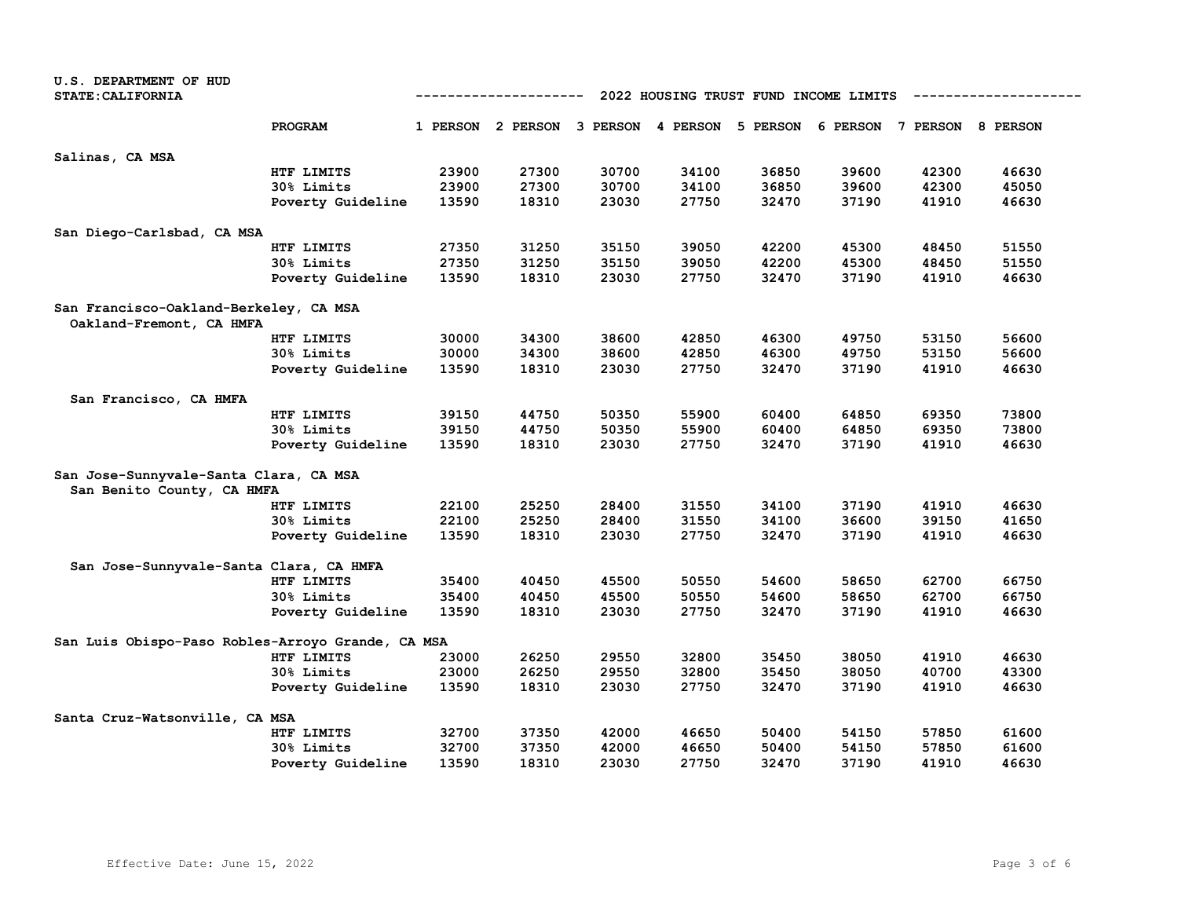U.S. DEPARTMENT OF HUD
STATE: CALIFORNIA

## 2022 HOUSING TRUST FUND INCOME LIMITS

| | PROGRAM | 1 PERSON | 2 PERSON | 3 PERSON | 4 PERSON | 5 PERSON | 6 PERSON | 7 PERSON | 8 PERSON |
|---|---|---|---|---|---|---|---|---|---|
| **Salinas, CA MSA** | | | | | | | | | |
| | HTF LIMITS | 23900 | 27300 | 30700 | 34100 | 36850 | 39600 | 42300 | 46630 |
| | 30% Limits | 23900 | 27300 | 30700 | 34100 | 36850 | 39600 | 42300 | 45050 |
| | Poverty Guideline | 13590 | 18310 | 23030 | 27750 | 32470 | 37190 | 41910 | 46630 |
| **San Diego-Carlsbad, CA MSA** | | | | | | | | | |
| | HTF LIMITS | 27350 | 31250 | 35150 | 39050 | 42200 | 45300 | 48450 | 51550 |
| | 30% Limits | 27350 | 31250 | 35150 | 39050 | 42200 | 45300 | 48450 | 51550 |
| | Poverty Guideline | 13590 | 18310 | 23030 | 27750 | 32470 | 37190 | 41910 | 46630 |
| **San Francisco-Oakland-Berkeley, CA MSA** | | | | | | | | | |
| Oakland-Fremont, CA HMFA | | | | | | | | | |
| | HTF LIMITS | 30000 | 34300 | 38600 | 42850 | 46300 | 49750 | 53150 | 56600 |
| | 30% Limits | 30000 | 34300 | 38600 | 42850 | 46300 | 49750 | 53150 | 56600 |
| | Poverty Guideline | 13590 | 18310 | 23030 | 27750 | 32470 | 37190 | 41910 | 46630 |
| San Francisco, CA HMFA | | | | | | | | | |
| | HTF LIMITS | 39150 | 44750 | 50350 | 55900 | 60400 | 64850 | 69350 | 73800 |
| | 30% Limits | 39150 | 44750 | 50350 | 55900 | 60400 | 64850 | 69350 | 73800 |
| | Poverty Guideline | 13590 | 18310 | 23030 | 27750 | 32470 | 37190 | 41910 | 46630 |
| **San Jose-Sunnyvale-Santa Clara, CA MSA** | | | | | | | | | |
| San Benito County, CA HMFA | | | | | | | | | |
| | HTF LIMITS | 22100 | 25250 | 28400 | 31550 | 34100 | 37190 | 41910 | 46630 |
| | 30% Limits | 22100 | 25250 | 28400 | 31550 | 34100 | 36600 | 39150 | 41650 |
| | Poverty Guideline | 13590 | 18310 | 23030 | 27750 | 32470 | 37190 | 41910 | 46630 |
| San Jose-Sunnyvale-Santa Clara, CA HMFA | | | | | | | | | |
| | HTF LIMITS | 35400 | 40450 | 45500 | 50550 | 54600 | 58650 | 62700 | 66750 |
| | 30% Limits | 35400 | 40450 | 45500 | 50550 | 54600 | 58650 | 62700 | 66750 |
| | Poverty Guideline | 13590 | 18310 | 23030 | 27750 | 32470 | 37190 | 41910 | 46630 |
| **San Luis Obispo-Paso Robles-Arroyo Grande, CA MSA** | | | | | | | | | |
| | HTF LIMITS | 23000 | 26250 | 29550 | 32800 | 35450 | 38050 | 41910 | 46630 |
| | 30% Limits | 23000 | 26250 | 29550 | 32800 | 35450 | 38050 | 40700 | 43300 |
| | Poverty Guideline | 13590 | 18310 | 23030 | 27750 | 32470 | 37190 | 41910 | 46630 |
| **Santa Cruz-Watsonville, CA MSA** | | | | | | | | | |
| | HTF LIMITS | 32700 | 37350 | 42000 | 46650 | 50400 | 54150 | 57850 | 61600 |
| | 30% Limits | 32700 | 37350 | 42000 | 46650 | 50400 | 54150 | 57850 | 61600 |
| | Poverty Guideline | 13590 | 18310 | 23030 | 27750 | 32470 | 37190 | 41910 | 46630 |

Effective Date: June 15, 2022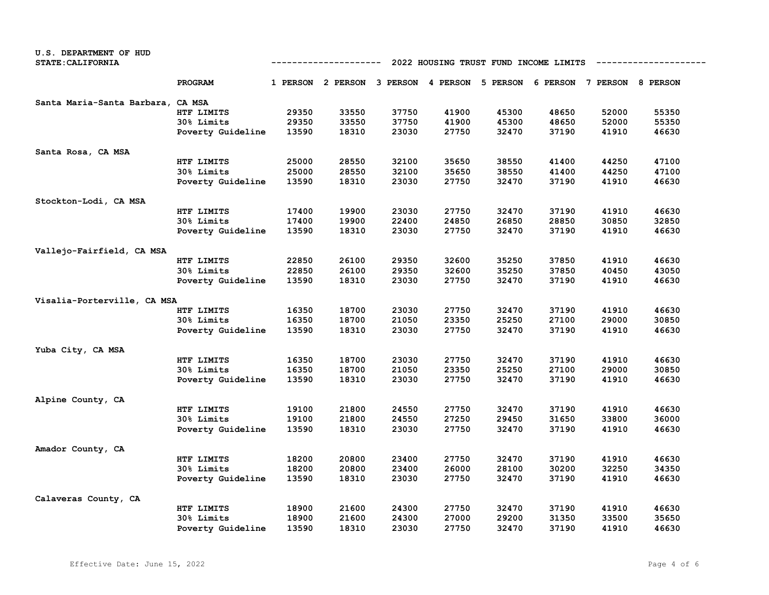U.S. DEPARTMENT OF HUD
STATE: CALIFORNIA

## 2022 HOUSING TRUST FUND INCOME LIMITS

| | PROGRAM | 1 PERSON | 2 PERSON | 3 PERSON | 4 PERSON | 5 PERSON | 6 PERSON | 7 PERSON | 8 PERSON |
|---|---|---|---|---|---|---|---|---|---|
| **Santa Maria-Santa Barbara, CA MSA** | | | | | | | | | |
| | HTF LIMITS | 29350 | 33550 | 37750 | 41900 | 45300 | 48650 | 52000 | 55350 |
| | 30% Limits | 29350 | 33550 | 37750 | 41900 | 45300 | 48650 | 52000 | 55350 |
| | Poverty Guideline | 13590 | 18310 | 23030 | 27750 | 32470 | 37190 | 41910 | 46630 |
| **Santa Rosa, CA MSA** | | | | | | | | | |
| | HTF LIMITS | 25000 | 28550 | 32100 | 35650 | 38550 | 41400 | 44250 | 47100 |
| | 30% Limits | 25000 | 28550 | 32100 | 35650 | 38550 | 41400 | 44250 | 47100 |
| | Poverty Guideline | 13590 | 18310 | 23030 | 27750 | 32470 | 37190 | 41910 | 46630 |
| **Stockton-Lodi, CA MSA** | | | | | | | | | |
| | HTF LIMITS | 17400 | 19900 | 23030 | 27750 | 32470 | 37190 | 41910 | 46630 |
| | 30% Limits | 17400 | 19900 | 22400 | 24850 | 26850 | 28850 | 30850 | 32850 |
| | Poverty Guideline | 13590 | 18310 | 23030 | 27750 | 32470 | 37190 | 41910 | 46630 |
| **Vallejo-Fairfield, CA MSA** | | | | | | | | | |
| | HTF LIMITS | 22850 | 26100 | 29350 | 32600 | 35250 | 37850 | 41910 | 46630 |
| | 30% Limits | 22850 | 26100 | 29350 | 32600 | 35250 | 37850 | 40450 | 43050 |
| | Poverty Guideline | 13590 | 18310 | 23030 | 27750 | 32470 | 37190 | 41910 | 46630 |
| **Visalia-Porterville, CA MSA** | | | | | | | | | |
| | HTF LIMITS | 16350 | 18700 | 23030 | 27750 | 32470 | 37190 | 41910 | 46630 |
| | 30% Limits | 16350 | 18700 | 21050 | 23350 | 25250 | 27100 | 29000 | 30850 |
| | Poverty Guideline | 13590 | 18310 | 23030 | 27750 | 32470 | 37190 | 41910 | 46630 |
| **Yuba City, CA MSA** | | | | | | | | | |
| | HTF LIMITS | 16350 | 18700 | 23030 | 27750 | 32470 | 37190 | 41910 | 46630 |
| | 30% Limits | 16350 | 18700 | 21050 | 23350 | 25250 | 27100 | 29000 | 30850 |
| | Poverty Guideline | 13590 | 18310 | 23030 | 27750 | 32470 | 37190 | 41910 | 46630 |
| **Alpine County, CA** | | | | | | | | | |
| | HTF LIMITS | 19100 | 21800 | 24550 | 27750 | 32470 | 37190 | 41910 | 46630 |
| | 30% Limits | 19100 | 21800 | 24550 | 27250 | 29450 | 31650 | 33800 | 36000 |
| | Poverty Guideline | 13590 | 18310 | 23030 | 27750 | 32470 | 37190 | 41910 | 46630 |
| **Amador County, CA** | | | | | | | | | |
| | HTF LIMITS | 18200 | 20800 | 23400 | 27750 | 32470 | 37190 | 41910 | 46630 |
| | 30% Limits | 18200 | 20800 | 23400 | 26000 | 28100 | 30200 | 32250 | 34350 |
| | Poverty Guideline | 13590 | 18310 | 23030 | 27750 | 32470 | 37190 | 41910 | 46630 |
| **Calaveras County, CA** | | | | | | | | | |
| | HTF LIMITS | 18900 | 21600 | 24300 | 27750 | 32470 | 37190 | 41910 | 46630 |
| | 30% Limits | 18900 | 21600 | 24300 | 27000 | 29200 | 31350 | 33500 | 35650 |
| | Poverty Guideline | 13590 | 18310 | 23030 | 27750 | 32470 | 37190 | 41910 | 46630 |

Effective Date: June 15, 2022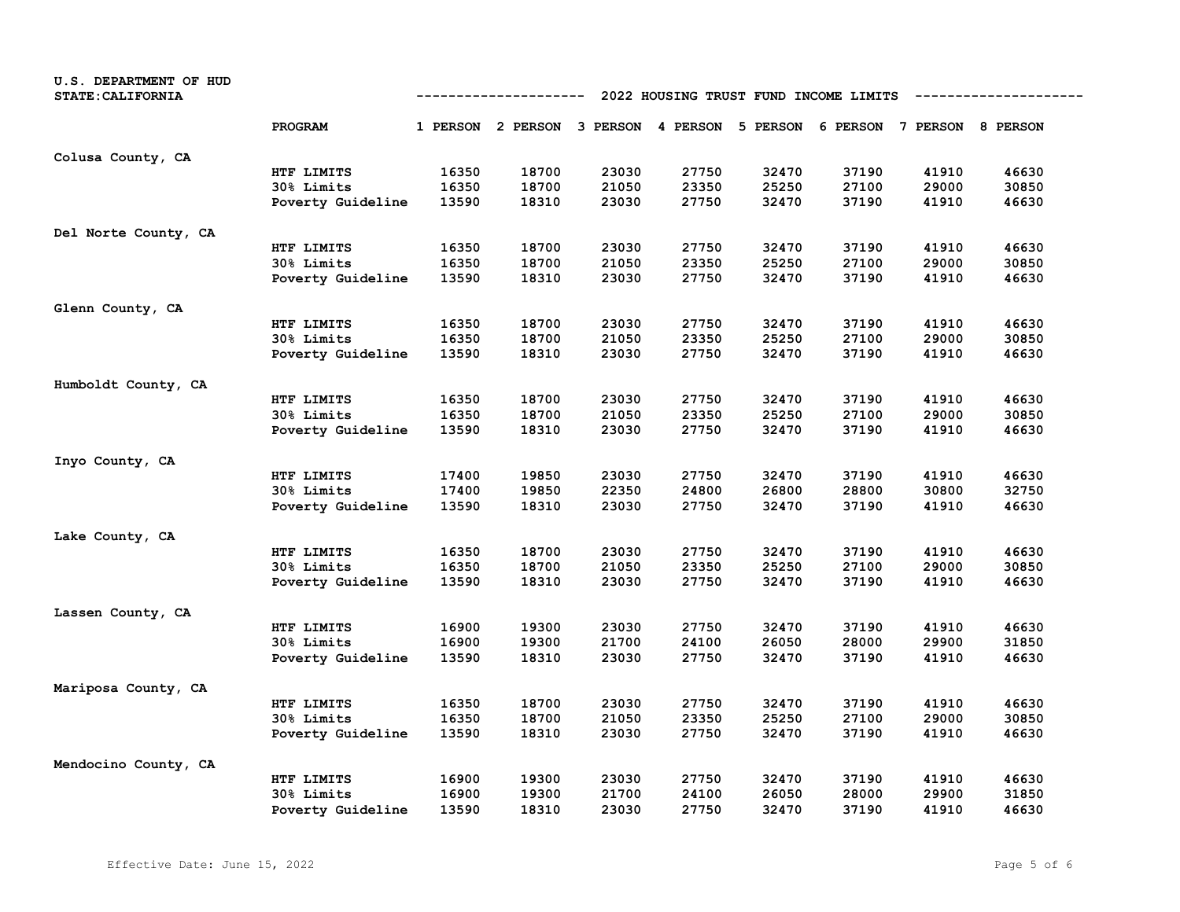U.S. DEPARTMENT OF HUD
STATE:CALIFORNIA

## 2022 HOUSING TRUST FUND INCOME LIMITS

| | PROGRAM | 1 PERSON | 2 PERSON | 3 PERSON | 4 PERSON | 5 PERSON | 6 PERSON | 7 PERSON | 8 PERSON |
|---|---|---|---|---|---|---|---|---|---|
| Colusa County, CA | | | | | | | | | |
| | HTF LIMITS | 16350 | 18700 | 23030 | 27750 | 32470 | 37190 | 41910 | 46630 |
| | 30% Limits | 16350 | 18700 | 21050 | 23350 | 25250 | 27100 | 29000 | 30850 |
| | Poverty Guideline | 13590 | 18310 | 23030 | 27750 | 32470 | 37190 | 41910 | 46630 |
| Del Norte County, CA | | | | | | | | | |
| | HTF LIMITS | 16350 | 18700 | 23030 | 27750 | 32470 | 37190 | 41910 | 46630 |
| | 30% Limits | 16350 | 18700 | 21050 | 23350 | 25250 | 27100 | 29000 | 30850 |
| | Poverty Guideline | 13590 | 18310 | 23030 | 27750 | 32470 | 37190 | 41910 | 46630 |
| Glenn County, CA | | | | | | | | | |
| | HTF LIMITS | 16350 | 18700 | 23030 | 27750 | 32470 | 37190 | 41910 | 46630 |
| | 30% Limits | 16350 | 18700 | 21050 | 23350 | 25250 | 27100 | 29000 | 30850 |
| | Poverty Guideline | 13590 | 18310 | 23030 | 27750 | 32470 | 37190 | 41910 | 46630 |
| Humboldt County, CA | | | | | | | | | |
| | HTF LIMITS | 16350 | 18700 | 23030 | 27750 | 32470 | 37190 | 41910 | 46630 |
| | 30% Limits | 16350 | 18700 | 21050 | 23350 | 25250 | 27100 | 29000 | 30850 |
| | Poverty Guideline | 13590 | 18310 | 23030 | 27750 | 32470 | 37190 | 41910 | 46630 |
| Inyo County, CA | | | | | | | | | |
| | HTF LIMITS | 17400 | 19850 | 23030 | 27750 | 32470 | 37190 | 41910 | 46630 |
| | 30% Limits | 17400 | 19850 | 22350 | 24800 | 26800 | 28800 | 30800 | 32750 |
| | Poverty Guideline | 13590 | 18310 | 23030 | 27750 | 32470 | 37190 | 41910 | 46630 |
| Lake County, CA | | | | | | | | | |
| | HTF LIMITS | 16350 | 18700 | 23030 | 27750 | 32470 | 37190 | 41910 | 46630 |
| | 30% Limits | 16350 | 18700 | 21050 | 23350 | 25250 | 27100 | 29000 | 30850 |
| | Poverty Guideline | 13590 | 18310 | 23030 | 27750 | 32470 | 37190 | 41910 | 46630 |
| Lassen County, CA | | | | | | | | | |
| | HTF LIMITS | 16900 | 19300 | 23030 | 27750 | 32470 | 37190 | 41910 | 46630 |
| | 30% Limits | 16900 | 19300 | 21700 | 24100 | 26050 | 28000 | 29900 | 31850 |
| | Poverty Guideline | 13590 | 18310 | 23030 | 27750 | 32470 | 37190 | 41910 | 46630 |
| Mariposa County, CA | | | | | | | | | |
| | HTF LIMITS | 16350 | 18700 | 23030 | 27750 | 32470 | 37190 | 41910 | 46630 |
| | 30% Limits | 16350 | 18700 | 21050 | 23350 | 25250 | 27100 | 29000 | 30850 |
| | Poverty Guideline | 13590 | 18310 | 23030 | 27750 | 32470 | 37190 | 41910 | 46630 |
| Mendocino County, CA | | | | | | | | | |
| | HTF LIMITS | 16900 | 19300 | 23030 | 27750 | 32470 | 37190 | 41910 | 46630 |
| | 30% Limits | 16900 | 19300 | 21700 | 24100 | 26050 | 28000 | 29900 | 31850 |
| | Poverty Guideline | 13590 | 18310 | 23030 | 27750 | 32470 | 37190 | 41910 | 46630 |

Effective Date: June 15, 2022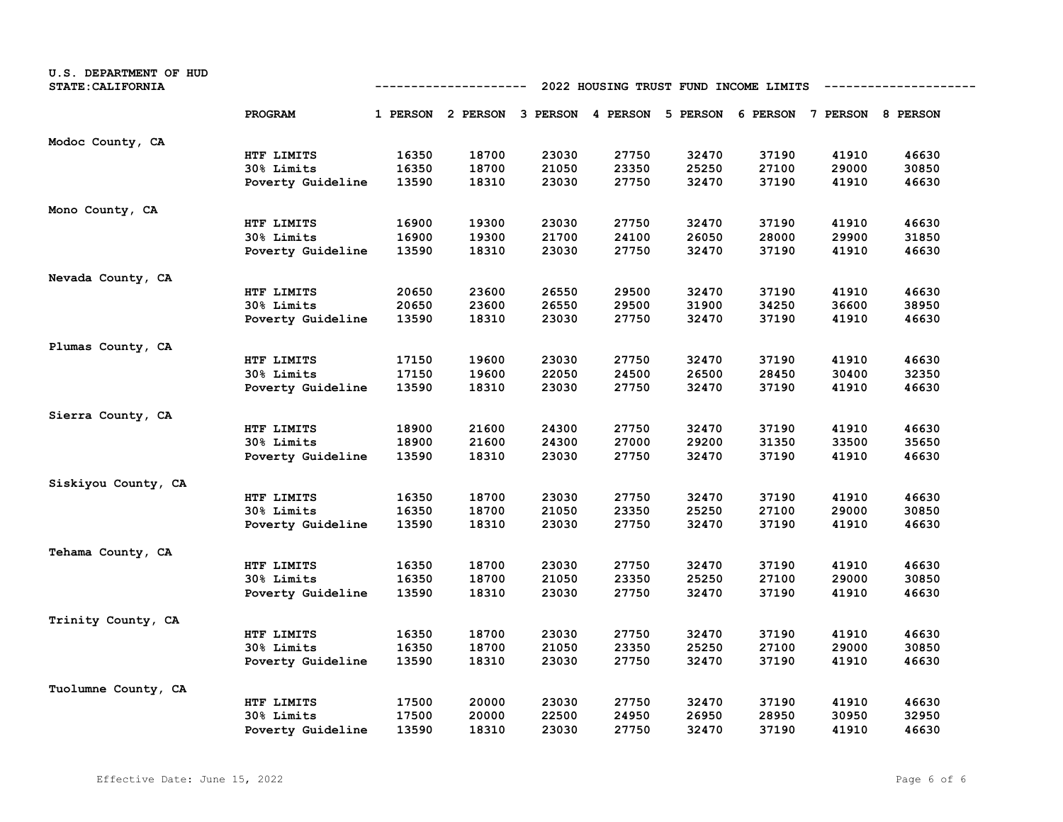U.S. DEPARTMENT OF HUD
STATE:CALIFORNIA

## 2022 HOUSING TRUST FUND INCOME LIMITS

| | PROGRAM | 1 PERSON | 2 PERSON | 3 PERSON | 4 PERSON | 5 PERSON | 6 PERSON | 7 PERSON | 8 PERSON |
|---|---|---|---|---|---|---|---|---|---|
| Modoc County, CA | | | | | | | | | |
| | HTF LIMITS | 16350 | 18700 | 23030 | 27750 | 32470 | 37190 | 41910 | 46630 |
| | 30% Limits | 16350 | 18700 | 21050 | 23350 | 25250 | 27100 | 29000 | 30850 |
| | Poverty Guideline | 13590 | 18310 | 23030 | 27750 | 32470 | 37190 | 41910 | 46630 |
| Mono County, CA | | | | | | | | | |
| | HTF LIMITS | 16900 | 19300 | 23030 | 27750 | 32470 | 37190 | 41910 | 46630 |
| | 30% Limits | 16900 | 19300 | 21700 | 24100 | 26050 | 28000 | 29900 | 31850 |
| | Poverty Guideline | 13590 | 18310 | 23030 | 27750 | 32470 | 37190 | 41910 | 46630 |
| Nevada County, CA | | | | | | | | | |
| | HTF LIMITS | 20650 | 23600 | 26550 | 29500 | 32470 | 37190 | 41910 | 46630 |
| | 30% Limits | 20650 | 23600 | 26550 | 29500 | 31900 | 34250 | 36600 | 38950 |
| | Poverty Guideline | 13590 | 18310 | 23030 | 27750 | 32470 | 37190 | 41910 | 46630 |
| Plumas County, CA | | | | | | | | | |
| | HTF LIMITS | 17150 | 19600 | 23030 | 27750 | 32470 | 37190 | 41910 | 46630 |
| | 30% Limits | 17150 | 19600 | 22050 | 24500 | 26500 | 28450 | 30400 | 32350 |
| | Poverty Guideline | 13590 | 18310 | 23030 | 27750 | 32470 | 37190 | 41910 | 46630 |
| Sierra County, CA | | | | | | | | | |
| | HTF LIMITS | 18900 | 21600 | 24300 | 27750 | 32470 | 37190 | 41910 | 46630 |
| | 30% Limits | 18900 | 21600 | 24300 | 27000 | 29200 | 31350 | 33500 | 35650 |
| | Poverty Guideline | 13590 | 18310 | 23030 | 27750 | 32470 | 37190 | 41910 | 46630 |
| Siskiyou County, CA | | | | | | | | | |
| | HTF LIMITS | 16350 | 18700 | 23030 | 27750 | 32470 | 37190 | 41910 | 46630 |
| | 30% Limits | 16350 | 18700 | 21050 | 23350 | 25250 | 27100 | 29000 | 30850 |
| | Poverty Guideline | 13590 | 18310 | 23030 | 27750 | 32470 | 37190 | 41910 | 46630 |
| Tehama County, CA | | | | | | | | | |
| | HTF LIMITS | 16350 | 18700 | 23030 | 27750 | 32470 | 37190 | 41910 | 46630 |
| | 30% Limits | 16350 | 18700 | 21050 | 23350 | 25250 | 27100 | 29000 | 30850 |
| | Poverty Guideline | 13590 | 18310 | 23030 | 27750 | 32470 | 37190 | 41910 | 46630 |
| Trinity County, CA | | | | | | | | | |
| | HTF LIMITS | 16350 | 18700 | 23030 | 27750 | 32470 | 37190 | 41910 | 46630 |
| | 30% Limits | 16350 | 18700 | 21050 | 23350 | 25250 | 27100 | 29000 | 30850 |
| | Poverty Guideline | 13590 | 18310 | 23030 | 27750 | 32470 | 37190 | 41910 | 46630 |
| Tuolumne County, CA | | | | | | | | | |
| | HTF LIMITS | 17500 | 20000 | 23030 | 27750 | 32470 | 37190 | 41910 | 46630 |
| | 30% Limits | 17500 | 20000 | 22500 | 24950 | 26950 | 28950 | 30950 | 32950 |
| | Poverty Guideline | 13590 | 18310 | 23030 | 27750 | 32470 | 37190 | 41910 | 46630 |

Effective Date: June 15, 2022